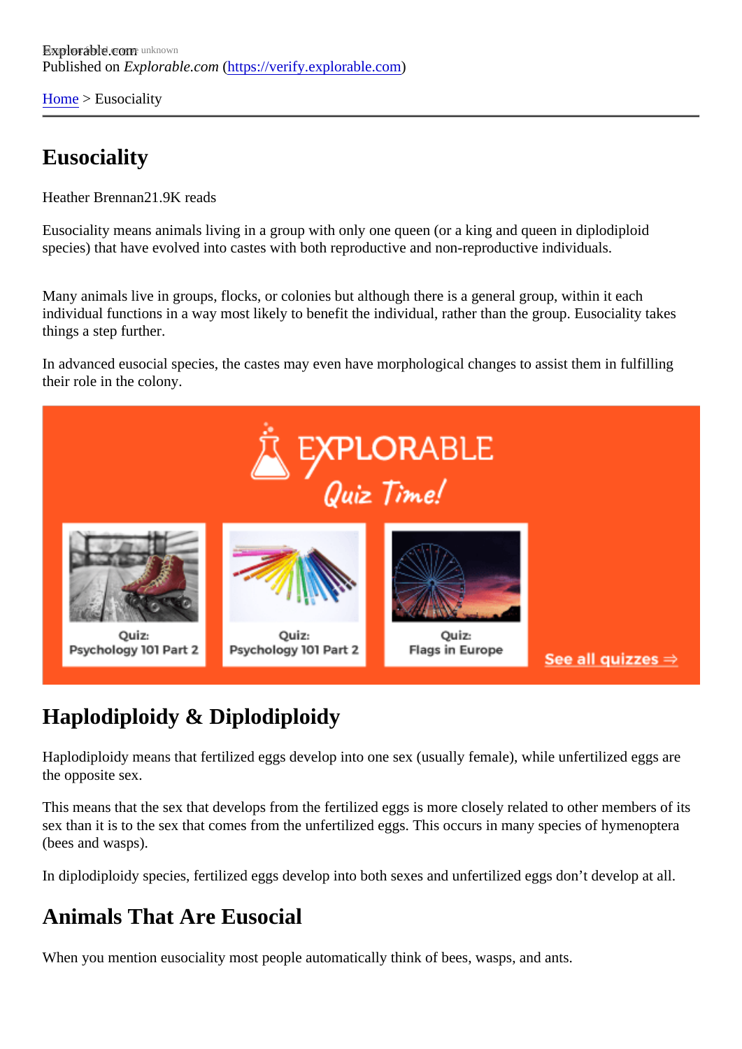Explorable.com
Published on *Explorable.com* (https://verify.explorable.com)

Home > Eusociality

# Eusociality

Heather Brennan21.9K reads

Eusociality means animals living in a group with only one queen (or a king and queen in diplodiploid species) that have evolved into castes with both reproductive and non-reproductive individuals.

Many animals live in groups, flocks, or colonies but although there is a general group, within it each individual functions in a way most likely to benefit the individual, rather than the group. Eusociality takes things a step further.

In advanced eusocial species, the castes may even have morphological changes to assist them in fulfilling their role in the colony.

## Haplodiploidy & Diplodiploidy

Haplodiploidy means that fertilized eggs develop into one sex (usually female), while unfertilized eggs are the opposite sex.

This means that the sex that develops from the fertilized eggs is more closely related to other members of its sex than it is to the sex that comes from the unfertilized eggs. This occurs in many species of hymenoptera (bees and wasps).

In diplodiploidy species, fertilized eggs develop into both sexes and unfertilized eggs don't develop at all.

## Animals That Are Eusocial

When you mention eusociality most people automatically think of bees, wasps, and ants.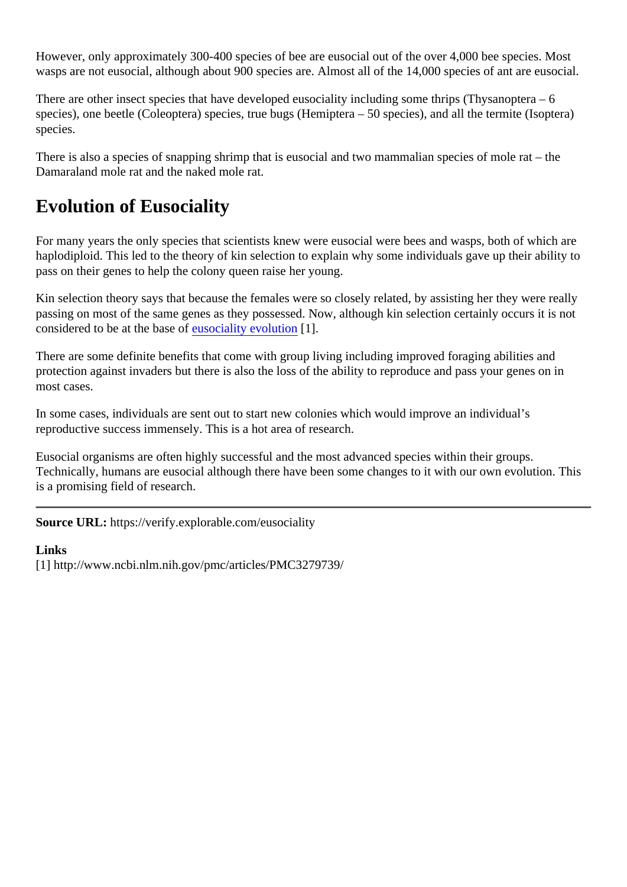However, only approximately 300-400 species of bee are eusocial out of the over 4,000 bee species. Most wasps are not eusocial, although about 900 species are. Almost all of the 14,000 species of ant are eusocial.

There are other insect species that have developed eusociality including some thrips (Thysanoptera – 6 species), one beetle (Coleoptera) species, true bugs (Hemiptera – 50 species), and all the termite (Isoptera) species.

There is also a species of snapping shrimp that is eusocial and two mammalian species of mole rat – the Damaraland mole rat and the naked mole rat.

## Evolution of Eusociality

For many years the only species that scientists knew were eusocial were bees and wasps, both of which are haplodiploid. This led to the theory of kin selection to explain why some individuals gave up their ability to pass on their genes to help the colony queen raise her young.

Kin selection theory says that because the females were so closely related, by assisting her they were really passing on most of the same genes as they possessed. Now, although kin selection certainly occurs it is not considered to be at the base of eusociality evolution [1].

There are some definite benefits that come with group living including improved foraging abilities and protection against invaders but there is also the loss of the ability to reproduce and pass your genes on in most cases.

In some cases, individuals are sent out to start new colonies which would improve an individual's reproductive success immensely. This is a hot area of research.

Eusocial organisms are often highly successful and the most advanced species within their groups. Technically, humans are eusocial although there have been some changes to it with our own evolution. This is a promising field of research.

---

**Source URL:** https://verify.explorable.com/eusociality

**Links**
[1] http://www.ncbi.nlm.nih.gov/pmc/articles/PMC3279739/